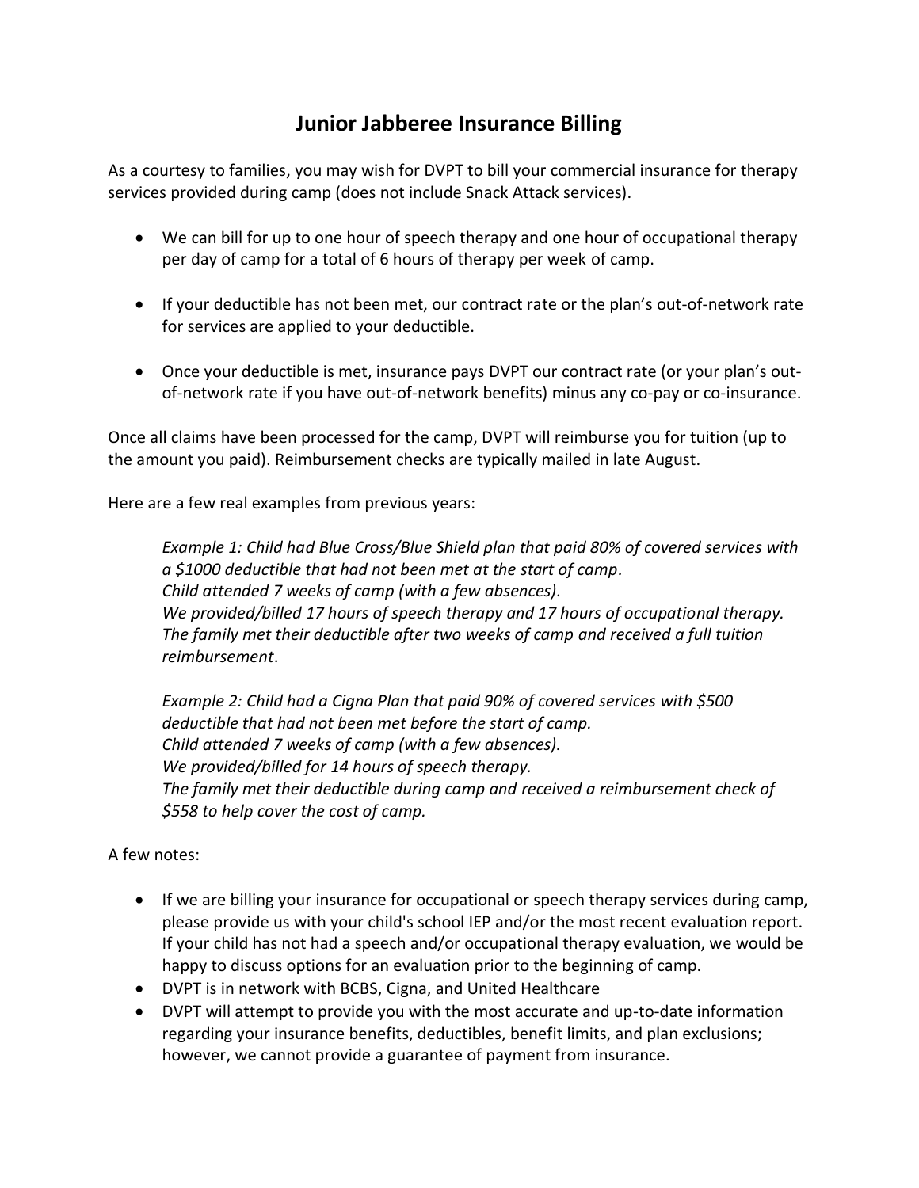# Junior Jabberee Insurance Billing

As a courtesy to families, you may wish for DVPT to bill your commercial insurance for therapy services provided during camp (does not include Snack Attack services).

- We can bill for up to one hour of speech therapy and one hour of occupational therapy per day of camp for a total of 6 hours of therapy per week of camp.
- If your deductible has not been met, our contract rate or the plan's out-of-network rate for services are applied to your deductible.
- Once your deductible is met, insurance pays DVPT our contract rate (or your plan's out-of-network rate if you have out-of-network benefits) minus any co-pay or co-insurance.

Once all claims have been processed for the camp, DVPT will reimburse you for tuition (up to the amount you paid). Reimbursement checks are typically mailed in late August.

Here are a few real examples from previous years:

> *Example 1: Child had Blue Cross/Blue Shield plan that paid 80% of covered services with a $1000 deductible that had not been met at the start of camp.*
> *Child attended 7 weeks of camp (with a few absences).*
> *We provided/billed 17 hours of speech therapy and 17 hours of occupational therapy.*
> *The family met their deductible after two weeks of camp and received a full tuition reimbursement.*
>
> *Example 2: Child had a Cigna Plan that paid 90% of covered services with $500 deductible that had not been met before the start of camp.*
> *Child attended 7 weeks of camp (with a few absences).*
> *We provided/billed for 14 hours of speech therapy.*
> *The family met their deductible during camp and received a reimbursement check of $558 to help cover the cost of camp.*

A few notes:

- If we are billing your insurance for occupational or speech therapy services during camp, please provide us with your child's school IEP and/or the most recent evaluation report. If your child has not had a speech and/or occupational therapy evaluation, we would be happy to discuss options for an evaluation prior to the beginning of camp.
- DVPT is in network with BCBS, Cigna, and United Healthcare
- DVPT will attempt to provide you with the most accurate and up-to-date information regarding your insurance benefits, deductibles, benefit limits, and plan exclusions; however, we cannot provide a guarantee of payment from insurance.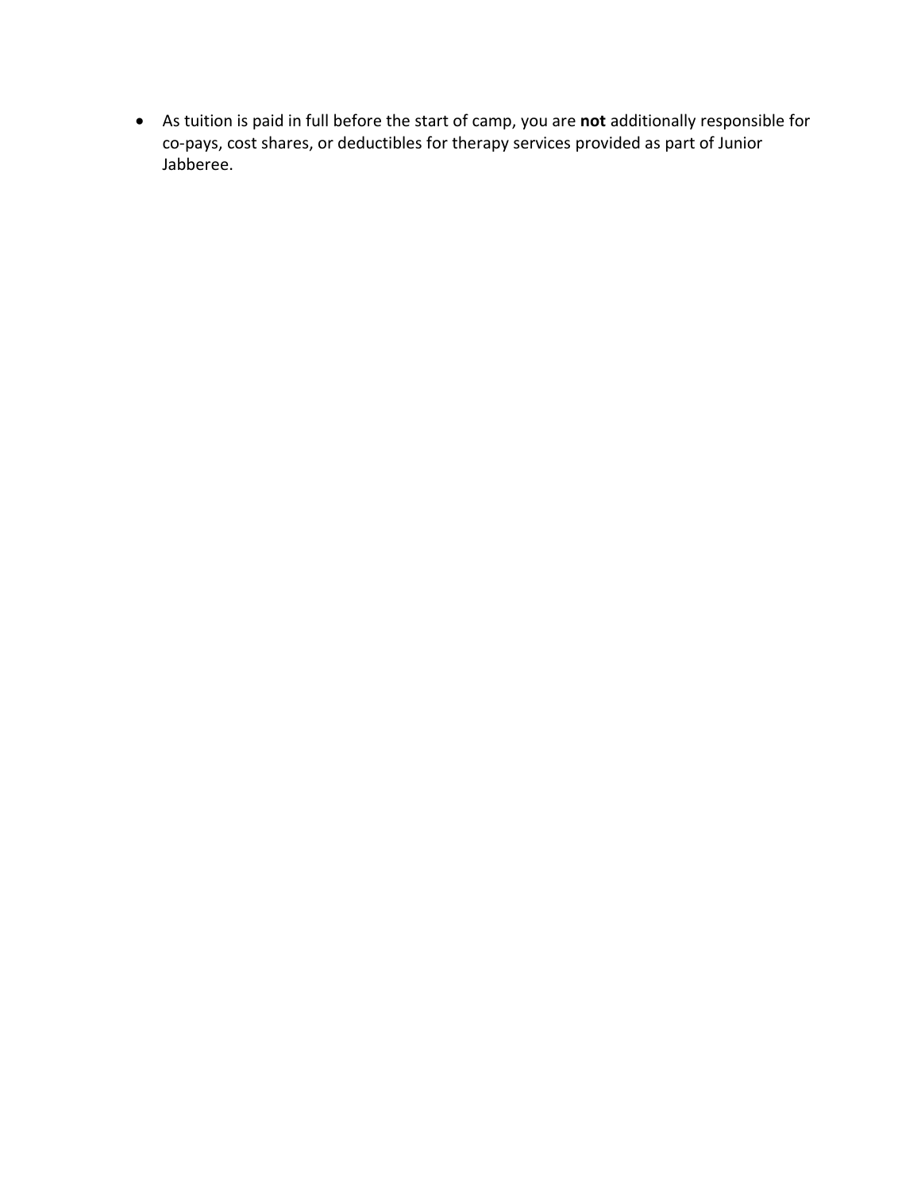- As tuition is paid in full before the start of camp, you are **not** additionally responsible for co-pays, cost shares, or deductibles for therapy services provided as part of Junior Jabberee.